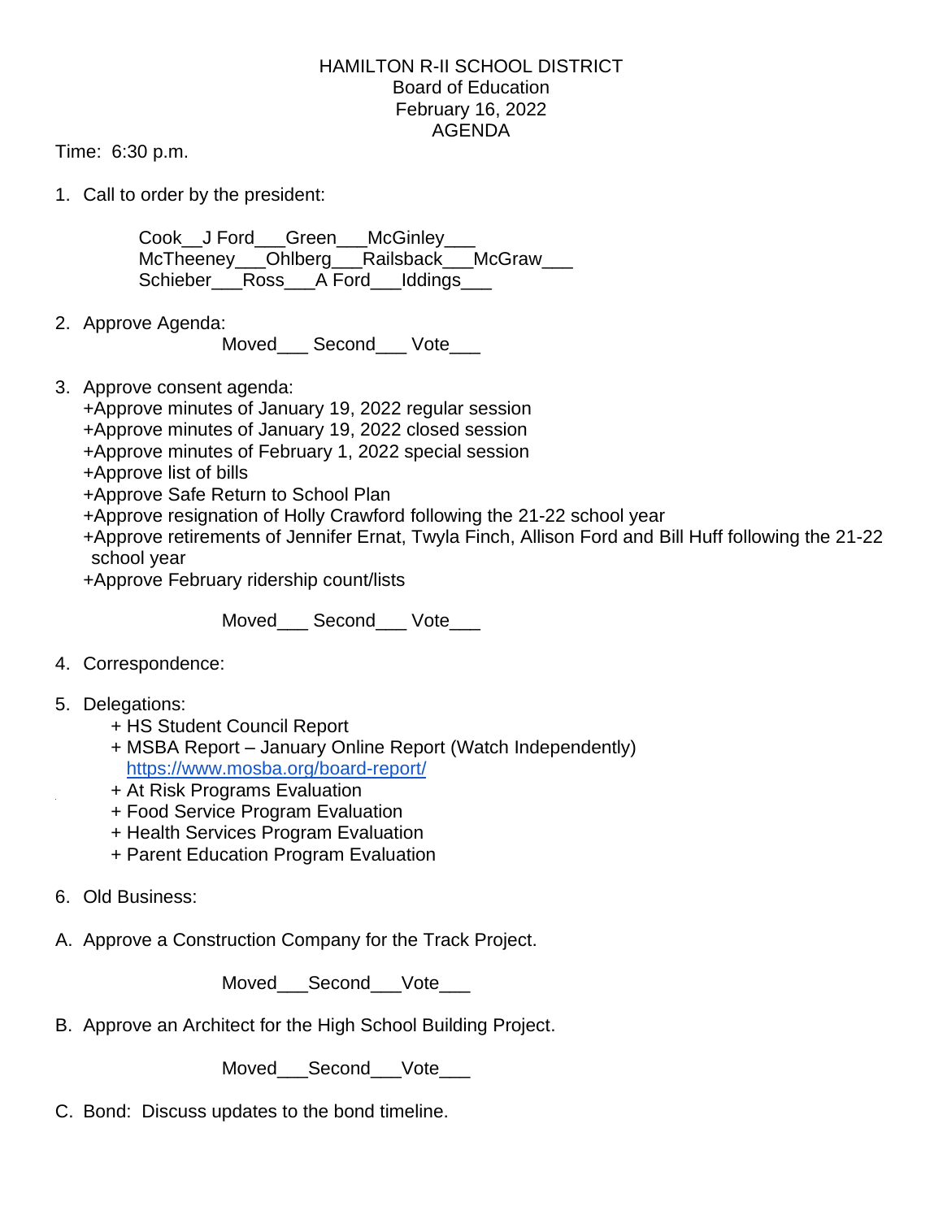HAMILTON R-II SCHOOL DISTRICT
Board of Education
February 16, 2022
AGENDA

Time: 6:30 p.m.

1. Call to order by the president:

   Cook__J Ford___Green___McGinley___
   McTheeney___Ohlberg___Railsback___McGraw___
   Schieber___Ross___A Ford___Iddings___

2. Approve Agenda:

   Moved___ Second___ Vote___

3. Approve consent agenda:
   +Approve minutes of January 19, 2022 regular session
   +Approve minutes of January 19, 2022 closed session
   +Approve minutes of February 1, 2022 special session
   +Approve list of bills
   +Approve Safe Return to School Plan
   +Approve resignation of Holly Crawford following the 21-22 school year
   +Approve retirements of Jennifer Ernat, Twyla Finch, Allison Ford and Bill Huff following the 21-22 school year
   +Approve February ridership count/lists

   Moved___ Second___ Vote___

4. Correspondence:

5. Delegations:
   + HS Student Council Report
   + MSBA Report – January Online Report (Watch Independently)
   https://www.mosba.org/board-report/
   + At Risk Programs Evaluation
   + Food Service Program Evaluation
   + Health Services Program Evaluation
   + Parent Education Program Evaluation

6. Old Business:

A. Approve a Construction Company for the Track Project.

   Moved___Second___Vote___

B. Approve an Architect for the High School Building Project.

   Moved___Second___Vote___

C. Bond: Discuss updates to the bond timeline.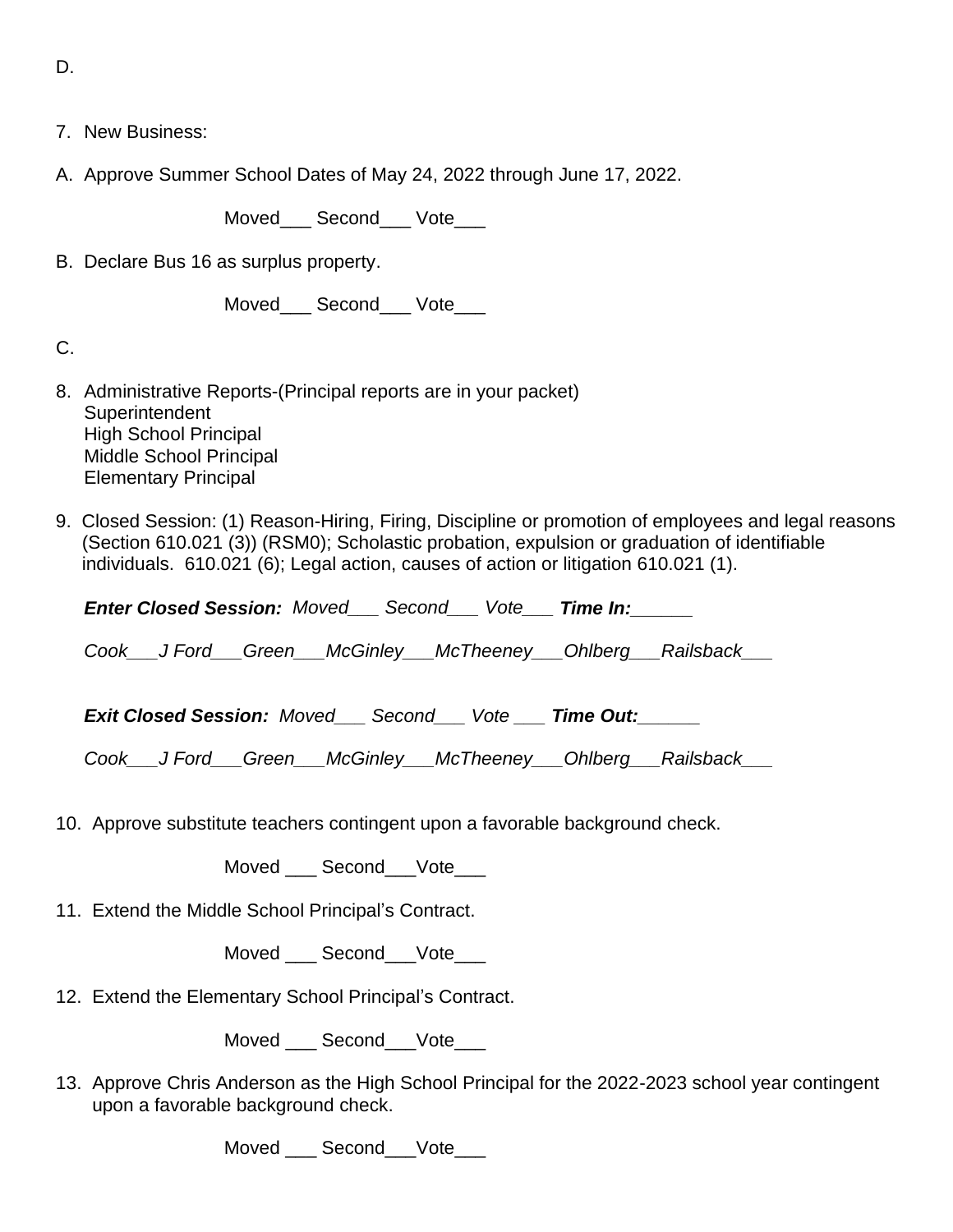D.

7. New Business:

A. Approve Summer School Dates of May 24, 2022 through June 17, 2022.

Moved___ Second___ Vote___

B. Declare Bus 16 as surplus property.

Moved___ Second___ Vote___

C.

8. Administrative Reports-(Principal reports are in your packet)
   Superintendent
   High School Principal
   Middle School Principal
   Elementary Principal

9. Closed Session: (1) Reason-Hiring, Firing, Discipline or promotion of employees and legal reasons (Section 610.021 (3)) (RSM0); Scholastic probation, expulsion or graduation of identifiable individuals. 610.021 (6); Legal action, causes of action or litigation 610.021 (1).

***Enter Closed Session:*** *Moved___ Second___ Vote___* ***Time In:______***

*Cook___J Ford___Green___McGinley___McTheeney___Ohlberg___Railsback___*

***Exit Closed Session:*** *Moved___ Second___ Vote ___* ***Time Out:______***

*Cook___J Ford___Green___McGinley___McTheeney___Ohlberg___Railsback___*

10. Approve substitute teachers contingent upon a favorable background check.

Moved ___ Second___Vote___

11. Extend the Middle School Principal's Contract.

Moved ___ Second___Vote___

12. Extend the Elementary School Principal's Contract.

Moved ___ Second___Vote___

13. Approve Chris Anderson as the High School Principal for the 2022-2023 school year contingent upon a favorable background check.

Moved ___ Second___Vote___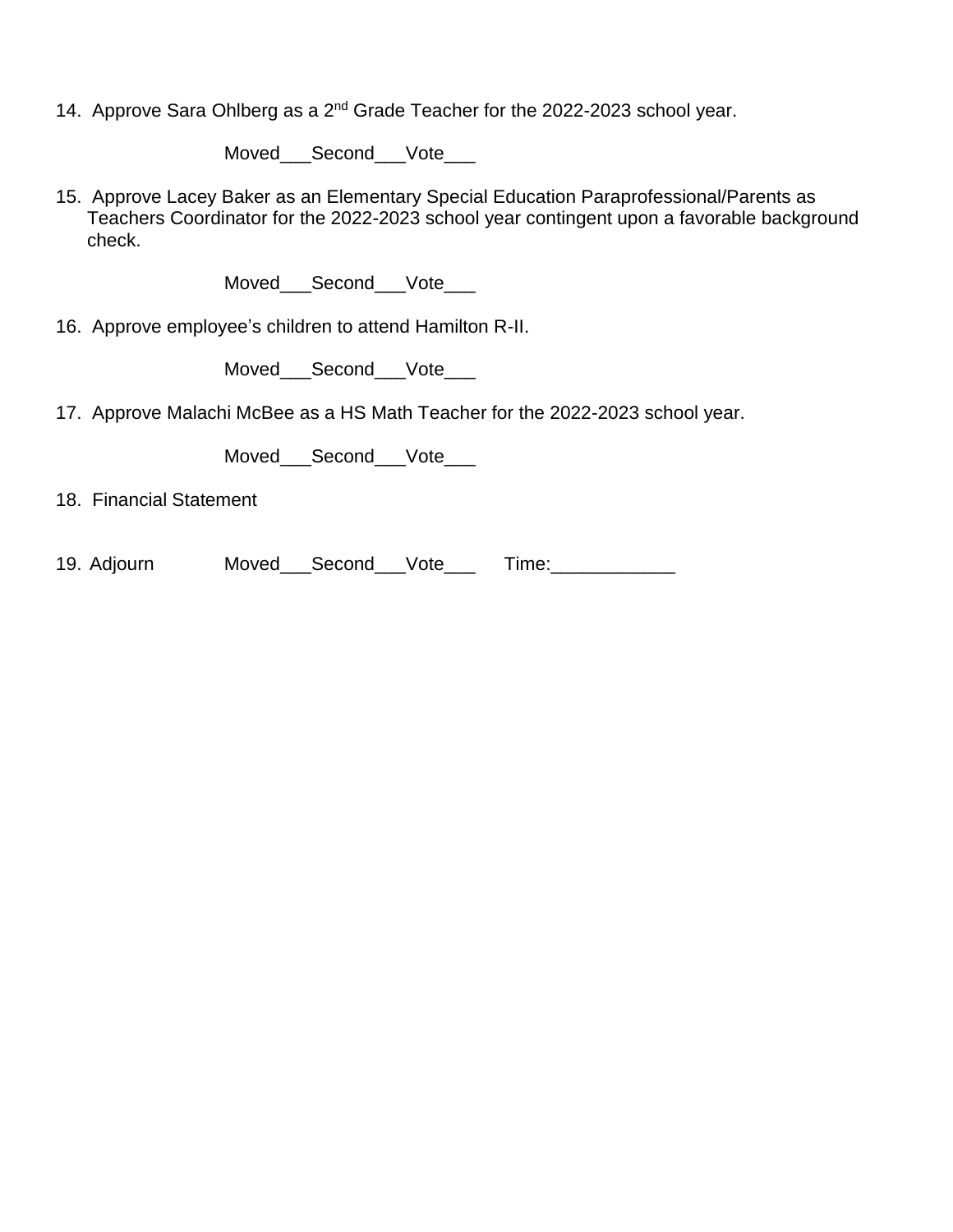14. Approve Sara Ohlberg as a 2nd Grade Teacher for the 2022-2023 school year.

    Moved___Second___Vote___

15. Approve Lacey Baker as an Elementary Special Education Paraprofessional/Parents as Teachers Coordinator for the 2022-2023 school year contingent upon a favorable background check.

    Moved___Second___Vote___

16. Approve employee's children to attend Hamilton R-II.

    Moved___Second___Vote___

17. Approve Malachi McBee as a HS Math Teacher for the 2022-2023 school year.

    Moved___Second___Vote___

18. Financial Statement

19. Adjourn Moved___Second___Vote___ Time:____________